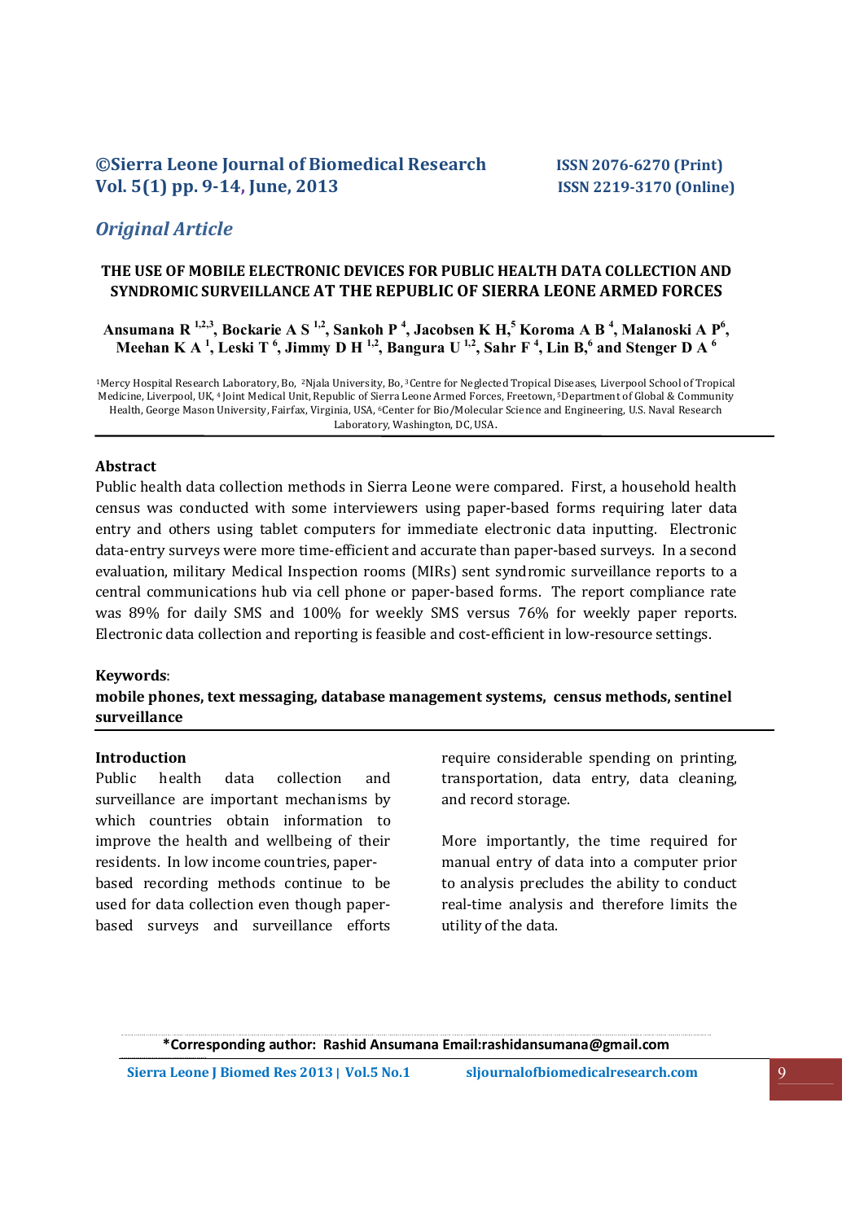©Sierra Leone Journal of Biomedical Research
Vol. 5(1) pp. 9-14, June, 2013

ISSN 2076-6270 (Print)
ISSN 2219-3170 (Online)

*Original Article*

# THE USE OF MOBILE ELECTRONIC DEVICES FOR PUBLIC HEALTH DATA COLLECTION AND SYNDROMIC SURVEILLANCE AT THE REPUBLIC OF SIERRA LEONE ARMED FORCES

**Ansumana R [1,2,3], Bockarie A S [1,2], Sankoh P [4], Jacobsen K H,[5] Koroma A B [4], Malanoski A P[6], Meehan K A [1], Leski T [6], Jimmy D H [1,2], Bangura U [1,2], Sahr F [4], Lin B,[6] and Stenger D A [6]**

[1]Mercy Hospital Research Laboratory, Bo, [2]Njala University, Bo, [3]Centre for Neglected Tropical Diseases, Liverpool School of Tropical Medicine, Liverpool, UK, [4] Joint Medical Unit, Republic of Sierra Leone Armed Forces, Freetown, [5]Department of Global & Community Health, George Mason University, Fairfax, Virginia, USA, [6]Center for Bio/Molecular Science and Engineering, U.S. Naval Research Laboratory, Washington, DC, USA.

## Abstract

Public health data collection methods in Sierra Leone were compared. First, a household health census was conducted with some interviewers using paper-based forms requiring later data entry and others using tablet computers for immediate electronic data inputting. Electronic data-entry surveys were more time-efficient and accurate than paper-based surveys. In a second evaluation, military Medical Inspection rooms (MIRs) sent syndromic surveillance reports to a central communications hub via cell phone or paper-based forms. The report compliance rate was 89% for daily SMS and 100% for weekly SMS versus 76% for weekly paper reports. Electronic data collection and reporting is feasible and cost-efficient in low-resource settings.

**Keywords**:
**mobile phones, text messaging, database management systems, census methods, sentinel surveillance**

## Introduction

Public health data collection and surveillance are important mechanisms by which countries obtain information to improve the health and wellbeing of their residents. In low income countries, paper-based recording methods continue to be used for data collection even though paper-based surveys and surveillance efforts require considerable spending on printing, transportation, data entry, data cleaning, and record storage.

More importantly, the time required for manual entry of data into a computer prior to analysis precludes the ability to conduct real-time analysis and therefore limits the utility of the data.

*Corresponding author: Rashid Ansumana Email:rashidansumana@gmail.com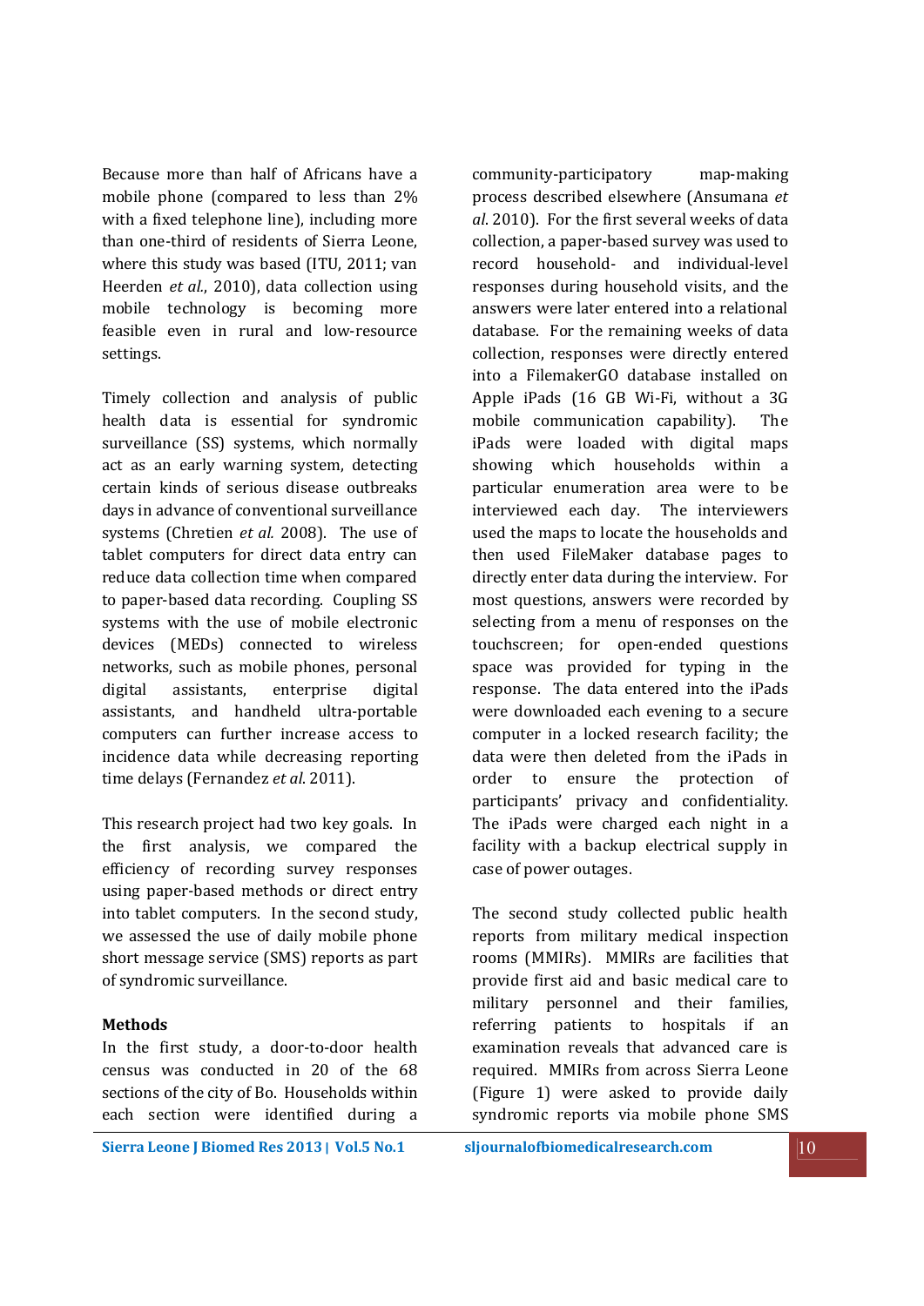Because more than half of Africans have a mobile phone (compared to less than 2% with a fixed telephone line), including more than one-third of residents of Sierra Leone, where this study was based (ITU, 2011; van Heerden *et al.*, 2010), data collection using mobile technology is becoming more feasible even in rural and low-resource settings.

Timely collection and analysis of public health data is essential for syndromic surveillance (SS) systems, which normally act as an early warning system, detecting certain kinds of serious disease outbreaks days in advance of conventional surveillance systems (Chretien *et al.* 2008). The use of tablet computers for direct data entry can reduce data collection time when compared to paper-based data recording. Coupling SS systems with the use of mobile electronic devices (MEDs) connected to wireless networks, such as mobile phones, personal digital assistants, enterprise digital assistants, and handheld ultra-portable computers can further increase access to incidence data while decreasing reporting time delays (Fernandez *et al*. 2011).

This research project had two key goals. In the first analysis, we compared the efficiency of recording survey responses using paper-based methods or direct entry into tablet computers. In the second study, we assessed the use of daily mobile phone short message service (SMS) reports as part of syndromic surveillance.

**Methods**

In the first study, a door-to-door health census was conducted in 20 of the 68 sections of the city of Bo. Households within each section were identified during a community-participatory map-making process described elsewhere (Ansumana *et al*. 2010). For the first several weeks of data collection, a paper-based survey was used to record household- and individual-level responses during household visits, and the answers were later entered into a relational database. For the remaining weeks of data collection, responses were directly entered into a FilemakerGO database installed on Apple iPads (16 GB Wi-Fi, without a 3G mobile communication capability). The iPads were loaded with digital maps showing which households within a particular enumeration area were to be interviewed each day. The interviewers used the maps to locate the households and then used FileMaker database pages to directly enter data during the interview. For most questions, answers were recorded by selecting from a menu of responses on the touchscreen; for open-ended questions space was provided for typing in the response. The data entered into the iPads were downloaded each evening to a secure computer in a locked research facility; the data were then deleted from the iPads in order to ensure the protection of participants' privacy and confidentiality. The iPads were charged each night in a facility with a backup electrical supply in case of power outages.

The second study collected public health reports from military medical inspection rooms (MMIRs). MMIRs are facilities that provide first aid and basic medical care to military personnel and their families, referring patients to hospitals if an examination reveals that advanced care is required. MMIRs from across Sierra Leone (Figure 1) were asked to provide daily syndromic reports via mobile phone SMS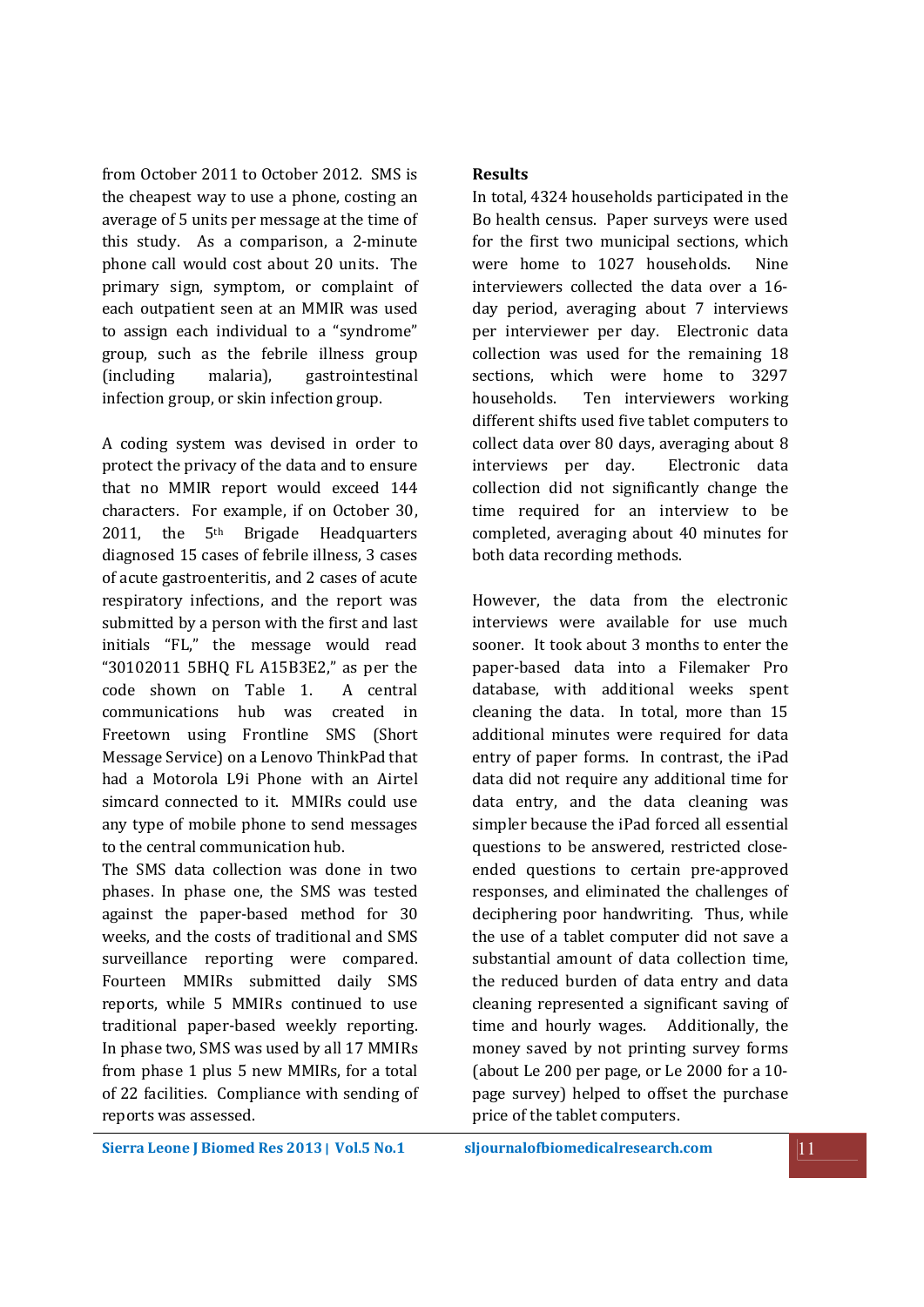from October 2011 to October 2012. SMS is the cheapest way to use a phone, costing an average of 5 units per message at the time of this study. As a comparison, a 2-minute phone call would cost about 20 units. The primary sign, symptom, or complaint of each outpatient seen at an MMIR was used to assign each individual to a "syndrome" group, such as the febrile illness group (including malaria), gastrointestinal infection group, or skin infection group.

A coding system was devised in order to protect the privacy of the data and to ensure that no MMIR report would exceed 144 characters. For example, if on October 30, 2011, the 5th Brigade Headquarters diagnosed 15 cases of febrile illness, 3 cases of acute gastroenteritis, and 2 cases of acute respiratory infections, and the report was submitted by a person with the first and last initials "FL," the message would read "30102011 5BHQ FL A15B3E2," as per the code shown on Table 1. A central communications hub was created in Freetown using Frontline SMS (Short Message Service) on a Lenovo ThinkPad that had a Motorola L9i Phone with an Airtel simcard connected to it. MMIRs could use any type of mobile phone to send messages to the central communication hub.

The SMS data collection was done in two phases. In phase one, the SMS was tested against the paper-based method for 30 weeks, and the costs of traditional and SMS surveillance reporting were compared. Fourteen MMIRs submitted daily SMS reports, while 5 MMIRs continued to use traditional paper-based weekly reporting. In phase two, SMS was used by all 17 MMIRs from phase 1 plus 5 new MMIRs, for a total of 22 facilities. Compliance with sending of reports was assessed.

**Results**

In total, 4324 households participated in the Bo health census. Paper surveys were used for the first two municipal sections, which were home to 1027 households. Nine interviewers collected the data over a 16-day period, averaging about 7 interviews per interviewer per day. Electronic data collection was used for the remaining 18 sections, which were home to 3297 households. Ten interviewers working different shifts used five tablet computers to collect data over 80 days, averaging about 8 interviews per day. Electronic data collection did not significantly change the time required for an interview to be completed, averaging about 40 minutes for both data recording methods.

However, the data from the electronic interviews were available for use much sooner. It took about 3 months to enter the paper-based data into a Filemaker Pro database, with additional weeks spent cleaning the data. In total, more than 15 additional minutes were required for data entry of paper forms. In contrast, the iPad data did not require any additional time for data entry, and the data cleaning was simpler because the iPad forced all essential questions to be answered, restricted close-ended questions to certain pre-approved responses, and eliminated the challenges of deciphering poor handwriting. Thus, while the use of a tablet computer did not save a substantial amount of data collection time, the reduced burden of data entry and data cleaning represented a significant saving of time and hourly wages. Additionally, the money saved by not printing survey forms (about Le 200 per page, or Le 2000 for a 10-page survey) helped to offset the purchase price of the tablet computers.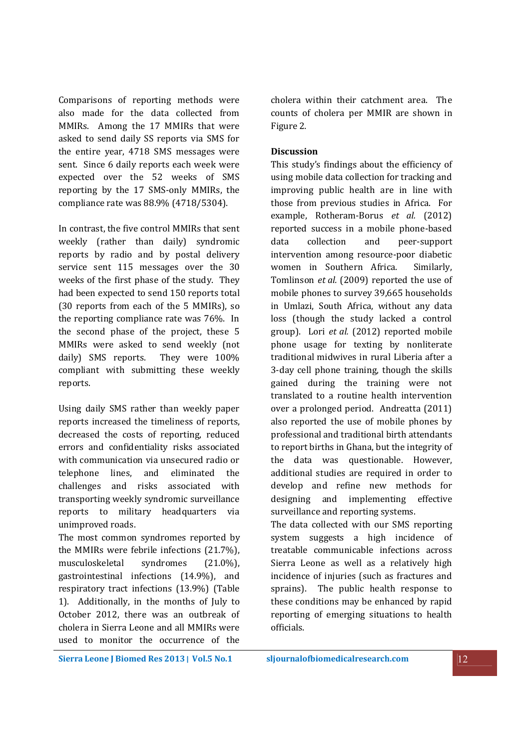Comparisons of reporting methods were also made for the data collected from MMIRs. Among the 17 MMIRs that were asked to send daily SS reports via SMS for the entire year, 4718 SMS messages were sent. Since 6 daily reports each week were expected over the 52 weeks of SMS reporting by the 17 SMS-only MMIRs, the compliance rate was 88.9% (4718/5304).

In contrast, the five control MMIRs that sent weekly (rather than daily) syndromic reports by radio and by postal delivery service sent 115 messages over the 30 weeks of the first phase of the study. They had been expected to send 150 reports total (30 reports from each of the 5 MMIRs), so the reporting compliance rate was 76%. In the second phase of the project, these 5 MMIRs were asked to send weekly (not daily) SMS reports. They were 100% compliant with submitting these weekly reports.

Using daily SMS rather than weekly paper reports increased the timeliness of reports, decreased the costs of reporting, reduced errors and confidentiality risks associated with communication via unsecured radio or telephone lines, and eliminated the challenges and risks associated with transporting weekly syndromic surveillance reports to military headquarters via unimproved roads.

The most common syndromes reported by the MMIRs were febrile infections (21.7%), musculoskeletal syndromes (21.0%), gastrointestinal infections (14.9%), and respiratory tract infections (13.9%) (Table 1). Additionally, in the months of July to October 2012, there was an outbreak of cholera in Sierra Leone and all MMIRs were used to monitor the occurrence of the cholera within their catchment area. The counts of cholera per MMIR are shown in Figure 2.

**Discussion**

This study's findings about the efficiency of using mobile data collection for tracking and improving public health are in line with those from previous studies in Africa. For example, Rotheram-Borus *et al.* (2012) reported success in a mobile phone-based data collection and peer-support intervention among resource-poor diabetic women in Southern Africa. Similarly, Tomlinson *et al.* (2009) reported the use of mobile phones to survey 39,665 households in Umlazi, South Africa, without any data loss (though the study lacked a control group). Lori *et al.* (2012) reported mobile phone usage for texting by nonliterate traditional midwives in rural Liberia after a 3-day cell phone training, though the skills gained during the training were not translated to a routine health intervention over a prolonged period. Andreatta (2011) also reported the use of mobile phones by professional and traditional birth attendants to report births in Ghana, but the integrity of the data was questionable. However, additional studies are required in order to develop and refine new methods for designing and implementing effective surveillance and reporting systems.

The data collected with our SMS reporting system suggests a high incidence of treatable communicable infections across Sierra Leone as well as a relatively high incidence of injuries (such as fractures and sprains). The public health response to these conditions may be enhanced by rapid reporting of emerging situations to health officials.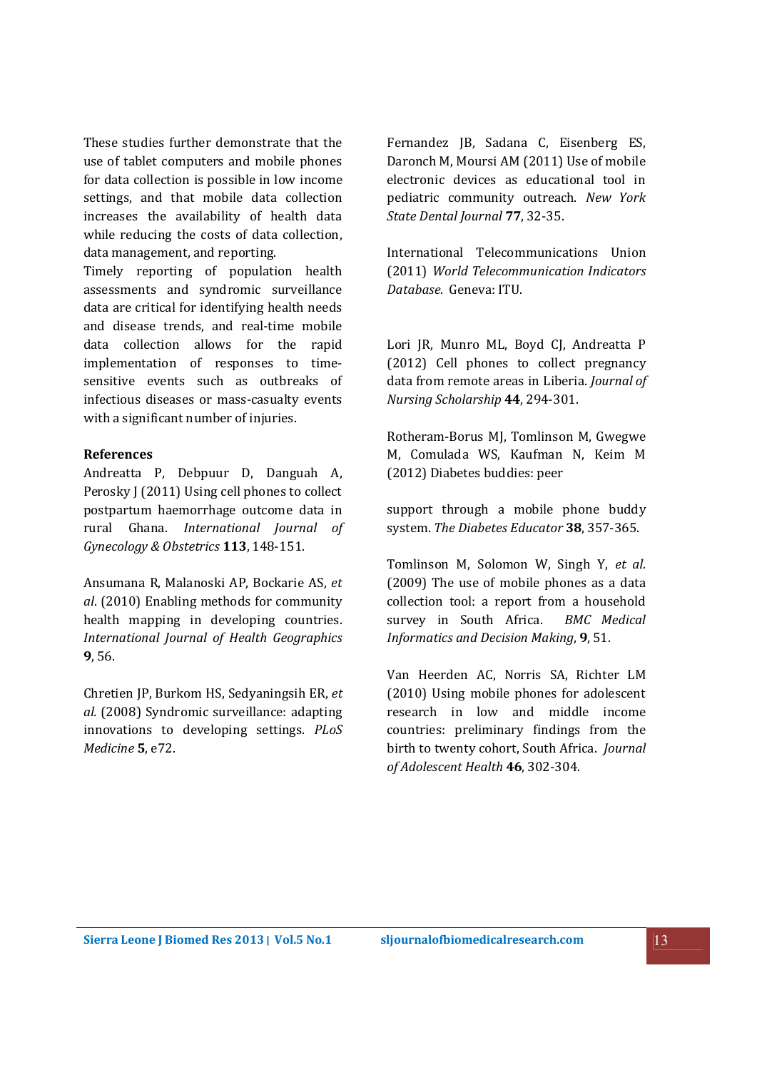These studies further demonstrate that the use of tablet computers and mobile phones for data collection is possible in low income settings, and that mobile data collection increases the availability of health data while reducing the costs of data collection, data management, and reporting.

Timely reporting of population health assessments and syndromic surveillance data are critical for identifying health needs and disease trends, and real-time mobile data collection allows for the rapid implementation of responses to time-sensitive events such as outbreaks of infectious diseases or mass-casualty events with a significant number of injuries.

**References**

Andreatta P, Debpuur D, Danguah A, Perosky J (2011) Using cell phones to collect postpartum haemorrhage outcome data in rural Ghana. *International Journal of Gynecology & Obstetrics* **113**, 148-151.

Ansumana R, Malanoski AP, Bockarie AS, *et al.* (2010) Enabling methods for community health mapping in developing countries. *International Journal of Health Geographics* **9**, 56.

Chretien JP, Burkom HS, Sedyaningsih ER, *et al.* (2008) Syndromic surveillance: adapting innovations to developing settings. *PLoS Medicine* **5**, e72.

Fernandez JB, Sadana C, Eisenberg ES, Daronch M, Moursi AM (2011) Use of mobile electronic devices as educational tool in pediatric community outreach. *New York State Dental Journal* **77**, 32-35.

International Telecommunications Union (2011) *World Telecommunication Indicators Database*. Geneva: ITU.

Lori JR, Munro ML, Boyd CJ, Andreatta P (2012) Cell phones to collect pregnancy data from remote areas in Liberia. *Journal of Nursing Scholarship* **44**, 294-301.

Rotheram-Borus MJ, Tomlinson M, Gwegwe M, Comulada WS, Kaufman N, Keim M (2012) Diabetes buddies: peer support through a mobile phone buddy system. *The Diabetes Educator* **38**, 357-365.

Tomlinson M, Solomon W, Singh Y, *et al*. (2009) The use of mobile phones as a data collection tool: a report from a household survey in South Africa. *BMC Medical Informatics and Decision Making*, **9**, 51.

Van Heerden AC, Norris SA, Richter LM (2010) Using mobile phones for adolescent research in low and middle income countries: preliminary findings from the birth to twenty cohort, South Africa. *Journal of Adolescent Health* **46**, 302-304.